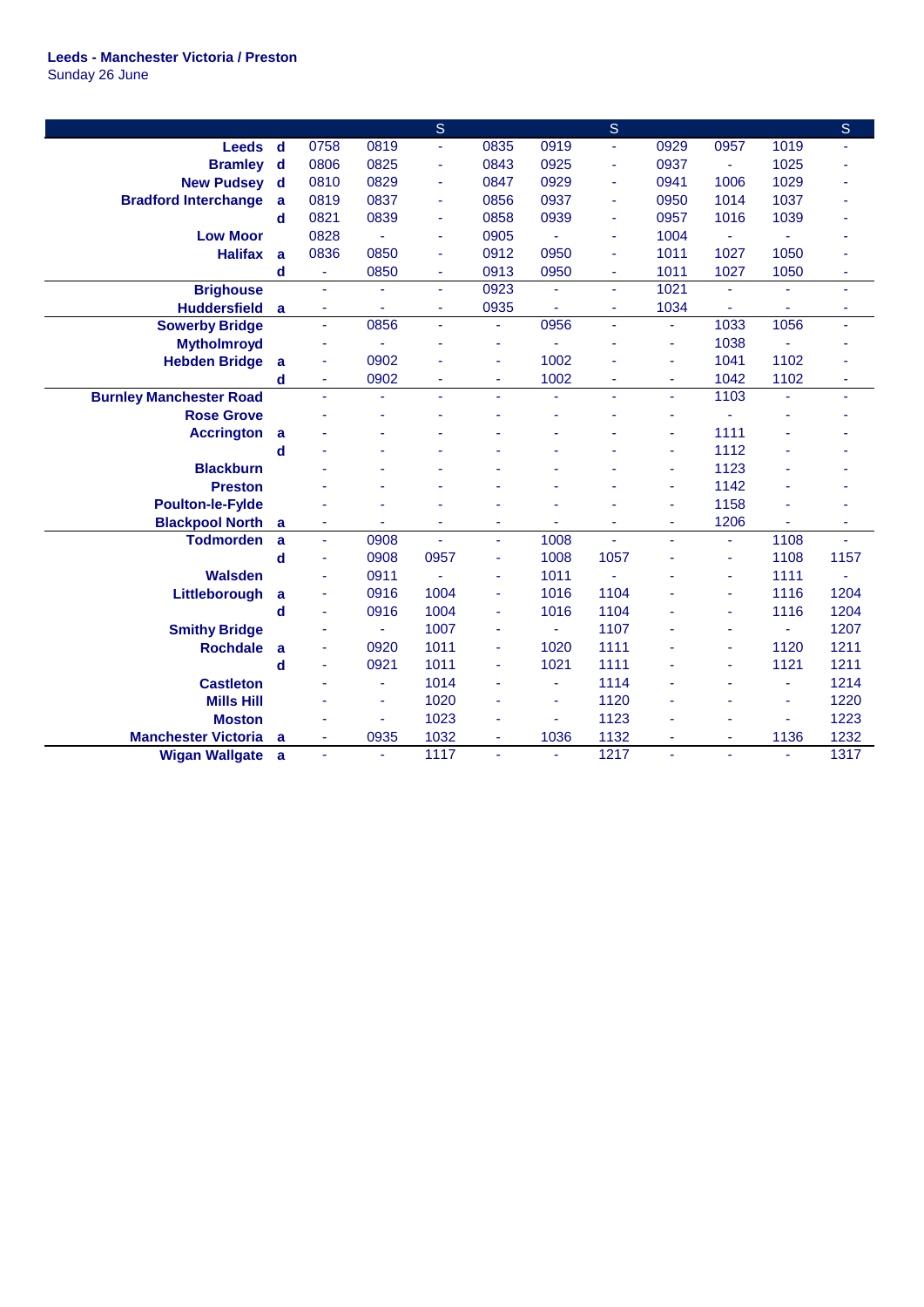**Leeds - Manchester Victoria / Preston**
Sunday 26 June

| | | | | S | | | S | | | | S |
|---|---|---|---|---|---|---|---|---|---|---|---|
| **Leeds** | **d** | 0758 | 0819 | - | 0835 | 0919 | - | 0929 | 0957 | 1019 | - |
| **Bramley** | **d** | 0806 | 0825 | - | 0843 | 0925 | - | 0937 | - | 1025 | - |
| **New Pudsey** | **d** | 0810 | 0829 | - | 0847 | 0929 | - | 0941 | 1006 | 1029 | - |
| **Bradford Interchange** | **a** | 0819 | 0837 | - | 0856 | 0937 | - | 0950 | 1014 | 1037 | - |
| | **d** | 0821 | 0839 | - | 0858 | 0939 | - | 0957 | 1016 | 1039 | - |
| **Low Moor** | | 0828 | - | - | 0905 | - | - | 1004 | - | - | - |
| **Halifax** | **a** | 0836 | 0850 | - | 0912 | 0950 | - | 1011 | 1027 | 1050 | - |
| | **d** | - | 0850 | - | 0913 | 0950 | - | 1011 | 1027 | 1050 | - |
| **Brighouse** | | - | - | - | 0923 | - | - | 1021 | - | - | - |
| **Huddersfield** | **a** | - | - | - | 0935 | - | - | 1034 | - | - | - |
| **Sowerby Bridge** | | - | 0856 | - | - | 0956 | - | - | 1033 | 1056 | - |
| **Mytholmroyd** | | - | - | - | - | - | - | - | 1038 | - | - |
| **Hebden Bridge** | **a** | - | 0902 | - | - | 1002 | - | - | 1041 | 1102 | - |
| | **d** | - | 0902 | - | - | 1002 | - | - | 1042 | 1102 | - |
| **Burnley Manchester Road** | | - | - | - | - | - | - | - | 1103 | - | - |
| **Rose Grove** | | - | - | - | - | - | - | - | - | - | - |
| **Accrington** | **a** | - | - | - | - | - | - | - | 1111 | - | - |
| | **d** | - | - | - | - | - | - | - | 1112 | - | - |
| **Blackburn** | | - | - | - | - | - | - | - | 1123 | - | - |
| **Preston** | | - | - | - | - | - | - | - | 1142 | - | - |
| **Poulton-le-Fylde** | | - | - | - | - | - | - | - | 1158 | - | - |
| **Blackpool North** | **a** | - | - | - | - | - | - | - | 1206 | - | - |
| **Todmorden** | **a** | - | 0908 | - | - | 1008 | - | - | - | 1108 | - |
| | **d** | - | 0908 | 0957 | - | 1008 | 1057 | - | - | 1108 | 1157 |
| **Walsden** | | - | 0911 | - | - | 1011 | - | - | - | 1111 | - |
| **Littleborough** | **a** | - | 0916 | 1004 | - | 1016 | 1104 | - | - | 1116 | 1204 |
| | **d** | - | 0916 | 1004 | - | 1016 | 1104 | - | - | 1116 | 1204 |
| **Smithy Bridge** | | - | - | 1007 | - | - | 1107 | - | - | - | 1207 |
| **Rochdale** | **a** | - | 0920 | 1011 | - | 1020 | 1111 | - | - | 1120 | 1211 |
| | **d** | - | 0921 | 1011 | - | 1021 | 1111 | - | - | 1121 | 1211 |
| **Castleton** | | - | - | 1014 | - | - | 1114 | - | - | - | 1214 |
| **Mills Hill** | | - | - | 1020 | - | - | 1120 | - | - | - | 1220 |
| **Moston** | | - | - | 1023 | - | - | 1123 | - | - | - | 1223 |
| **Manchester Victoria** | **a** | - | 0935 | 1032 | - | 1036 | 1132 | - | - | 1136 | 1232 |
| **Wigan Wallgate** | **a** | - | - | 1117 | - | - | 1217 | - | - | - | 1317 |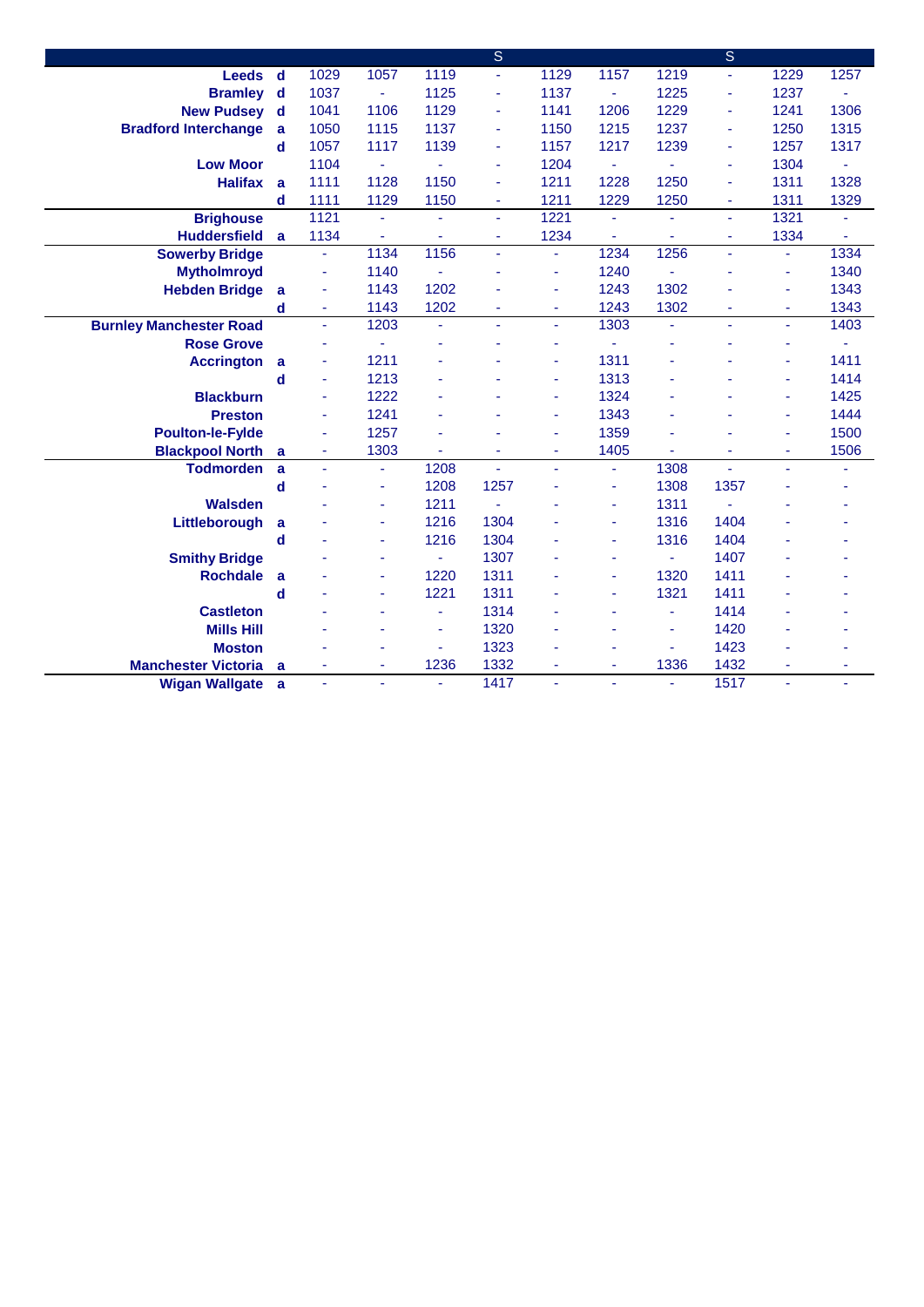| | | | | | S | | | | S | | |
|---|---|---|---|---|---|---|---|---|---|---|---|
| **Leeds** | **d** | 1029 | 1057 | 1119 | - | 1129 | 1157 | 1219 | - | 1229 | 1257 |
| **Bramley** | **d** | 1037 | - | 1125 | - | 1137 | - | 1225 | - | 1237 | - |
| **New Pudsey** | **d** | 1041 | 1106 | 1129 | - | 1141 | 1206 | 1229 | - | 1241 | 1306 |
| **Bradford Interchange** | **a** | 1050 | 1115 | 1137 | - | 1150 | 1215 | 1237 | - | 1250 | 1315 |
| | **d** | 1057 | 1117 | 1139 | - | 1157 | 1217 | 1239 | - | 1257 | 1317 |
| **Low Moor** | | 1104 | - | - | - | 1204 | - | - | - | 1304 | - |
| **Halifax** | **a** | 1111 | 1128 | 1150 | - | 1211 | 1228 | 1250 | - | 1311 | 1328 |
| | **d** | 1111 | 1129 | 1150 | - | 1211 | 1229 | 1250 | - | 1311 | 1329 |
| **Brighouse** | | 1121 | - | - | - | 1221 | - | - | - | 1321 | - |
| **Huddersfield** | **a** | 1134 | - | - | - | 1234 | - | - | - | 1334 | - |
| **Sowerby Bridge** | | - | 1134 | 1156 | - | - | 1234 | 1256 | - | - | 1334 |
| **Mytholmroyd** | | - | 1140 | - | - | - | 1240 | - | - | - | 1340 |
| **Hebden Bridge** | **a** | - | 1143 | 1202 | - | - | 1243 | 1302 | - | - | 1343 |
| | **d** | - | 1143 | 1202 | - | - | 1243 | 1302 | - | - | 1343 |
| **Burnley Manchester Road** | | - | 1203 | - | - | - | 1303 | - | - | - | 1403 |
| **Rose Grove** | | - | - | - | - | - | - | - | - | - | - |
| **Accrington** | **a** | - | 1211 | - | - | - | 1311 | - | - | - | 1411 |
| | **d** | - | 1213 | - | - | - | 1313 | - | - | - | 1414 |
| **Blackburn** | | - | 1222 | - | - | - | 1324 | - | - | - | 1425 |
| **Preston** | | - | 1241 | - | - | - | 1343 | - | - | - | 1444 |
| **Poulton-le-Fylde** | | - | 1257 | - | - | - | 1359 | - | - | - | 1500 |
| **Blackpool North** | **a** | - | 1303 | - | - | - | 1405 | - | - | - | 1506 |
| **Todmorden** | **a** | - | - | 1208 | - | - | - | 1308 | - | - | - |
| | **d** | - | - | 1208 | 1257 | - | - | 1308 | 1357 | - | - |
| **Walsden** | | - | - | 1211 | - | - | - | 1311 | - | - | - |
| **Littleborough** | **a** | - | - | 1216 | 1304 | - | - | 1316 | 1404 | - | - |
| | **d** | - | - | 1216 | 1304 | - | - | 1316 | 1404 | - | - |
| **Smithy Bridge** | | - | - | - | 1307 | - | - | - | 1407 | - | - |
| **Rochdale** | **a** | - | - | 1220 | 1311 | - | - | 1320 | 1411 | - | - |
| | **d** | - | - | 1221 | 1311 | - | - | 1321 | 1411 | - | - |
| **Castleton** | | - | - | - | 1314 | - | - | - | 1414 | - | - |
| **Mills Hill** | | - | - | - | 1320 | - | - | - | 1420 | - | - |
| **Moston** | | - | - | - | 1323 | - | - | - | 1423 | - | - |
| **Manchester Victoria** | **a** | - | - | 1236 | 1332 | - | - | 1336 | 1432 | - | - |
| **Wigan Wallgate** | **a** | - | - | - | 1417 | - | - | - | 1517 | - | - |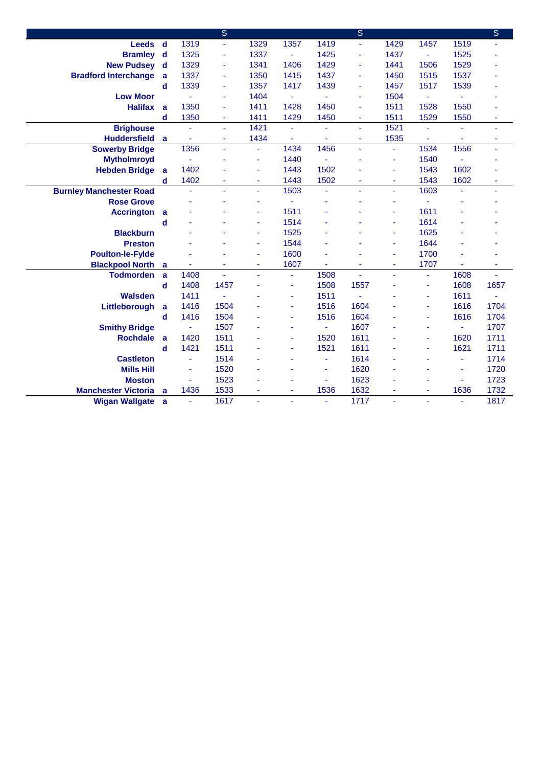| | | | S | | | | | S | | | | S |
|---|---|---|---|---|---|---|---|---|---|---|---|---|
| Leeds | d | 1319 | - | 1329 | 1357 | 1419 | - | 1429 | 1457 | 1519 | - |
| Bramley | d | 1325 | - | 1337 | - | 1425 | - | 1437 | - | 1525 | - |
| New Pudsey | d | 1329 | - | 1341 | 1406 | 1429 | - | 1441 | 1506 | 1529 | - |
| Bradford Interchange | a | 1337 | - | 1350 | 1415 | 1437 | - | 1450 | 1515 | 1537 | - |
| | d | 1339 | - | 1357 | 1417 | 1439 | - | 1457 | 1517 | 1539 | - |
| Low Moor | | - | - | 1404 | - | - | - | 1504 | - | - | - |
| Halifax | a | 1350 | - | 1411 | 1428 | 1450 | - | 1511 | 1528 | 1550 | - |
| | d | 1350 | - | 1411 | 1429 | 1450 | - | 1511 | 1529 | 1550 | - |
| Brighouse | | - | - | 1421 | - | - | - | 1521 | - | - | - |
| Huddersfield | a | - | - | 1434 | - | - | - | 1535 | - | - | - |
| Sowerby Bridge | | 1356 | - | - | 1434 | 1456 | - | - | 1534 | 1556 | - |
| Mytholmroyd | | - | - | - | 1440 | - | - | - | 1540 | - | - |
| Hebden Bridge | a | 1402 | - | - | 1443 | 1502 | - | - | 1543 | 1602 | - |
| | d | 1402 | - | - | 1443 | 1502 | - | - | 1543 | 1602 | - |
| Burnley Manchester Road | | - | - | - | 1503 | - | - | - | 1603 | - | - |
| Rose Grove | | - | - | - | - | - | - | - | - | - | - |
| Accrington | a | - | - | - | 1511 | - | - | - | 1611 | - | - |
| | d | - | - | - | 1514 | - | - | - | 1614 | - | - |
| Blackburn | | - | - | - | 1525 | - | - | - | 1625 | - | - |
| Preston | | - | - | - | 1544 | - | - | - | 1644 | - | - |
| Poulton-le-Fylde | | - | - | - | 1600 | - | - | - | 1700 | - | - |
| Blackpool North | a | - | - | - | 1607 | - | - | - | 1707 | - | - |
| Todmorden | a | 1408 | - | - | - | 1508 | - | - | - | 1608 | - |
| | d | 1408 | 1457 | - | - | 1508 | 1557 | - | - | 1608 | 1657 |
| Walsden | | 1411 | - | - | - | 1511 | - | - | - | 1611 | - |
| Littleborough | a | 1416 | 1504 | - | - | 1516 | 1604 | - | - | 1616 | 1704 |
| | d | 1416 | 1504 | - | - | 1516 | 1604 | - | - | 1616 | 1704 |
| Smithy Bridge | | - | 1507 | - | - | - | 1607 | - | - | - | 1707 |
| Rochdale | a | 1420 | 1511 | - | - | 1520 | 1611 | - | - | 1620 | 1711 |
| | d | 1421 | 1511 | - | - | 1521 | 1611 | - | - | 1621 | 1711 |
| Castleton | | - | 1514 | - | - | - | 1614 | - | - | - | 1714 |
| Mills Hill | | - | 1520 | - | - | - | 1620 | - | - | - | 1720 |
| Moston | | - | 1523 | - | - | - | 1623 | - | - | - | 1723 |
| Manchester Victoria | a | 1436 | 1533 | - | - | 1536 | 1632 | - | - | 1636 | 1732 |
| Wigan Wallgate | a | - | 1617 | - | - | - | 1717 | - | - | - | 1817 |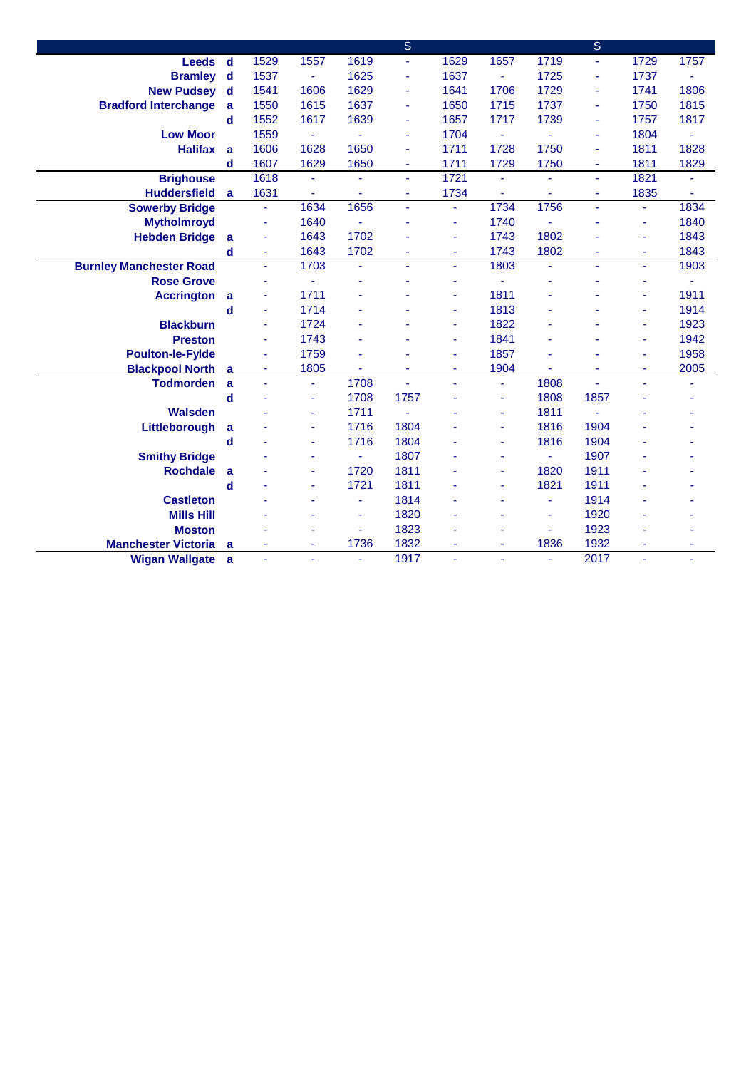| | | | | | S | | | | S | | |
|---|---|---|---|---|---|---|---|---|---|---|---|
| **Leeds** | d | 1529 | 1557 | 1619 | - | 1629 | 1657 | 1719 | - | 1729 | 1757 |
| **Bramley** | d | 1537 | - | 1625 | - | 1637 | - | 1725 | - | 1737 | - |
| **New Pudsey** | d | 1541 | 1606 | 1629 | - | 1641 | 1706 | 1729 | - | 1741 | 1806 |
| **Bradford Interchange** | a | 1550 | 1615 | 1637 | - | 1650 | 1715 | 1737 | - | 1750 | 1815 |
| | d | 1552 | 1617 | 1639 | - | 1657 | 1717 | 1739 | - | 1757 | 1817 |
| **Low Moor** | | 1559 | - | - | - | 1704 | - | - | - | 1804 | - |
| **Halifax** | a | 1606 | 1628 | 1650 | - | 1711 | 1728 | 1750 | - | 1811 | 1828 |
| | d | 1607 | 1629 | 1650 | - | 1711 | 1729 | 1750 | - | 1811 | 1829 |
| **Brighouse** | | 1618 | - | - | - | 1721 | - | - | - | 1821 | - |
| **Huddersfield** | a | 1631 | - | - | - | 1734 | - | - | - | 1835 | - |
| **Sowerby Bridge** | | - | 1634 | 1656 | - | - | 1734 | 1756 | - | - | 1834 |
| **Mytholmroyd** | | - | 1640 | - | - | - | 1740 | - | - | - | 1840 |
| **Hebden Bridge** | a | - | 1643 | 1702 | - | - | 1743 | 1802 | - | - | 1843 |
| | d | - | 1643 | 1702 | - | - | 1743 | 1802 | - | - | 1843 |
| **Burnley Manchester Road** | | - | 1703 | - | - | - | 1803 | - | - | - | 1903 |
| **Rose Grove** | | - | - | - | - | - | - | - | - | - | - |
| **Accrington** | a | - | 1711 | - | - | - | 1811 | - | - | - | 1911 |
| | d | - | 1714 | - | - | - | 1813 | - | - | - | 1914 |
| **Blackburn** | | - | 1724 | - | - | - | 1822 | - | - | - | 1923 |
| **Preston** | | - | 1743 | - | - | - | 1841 | - | - | - | 1942 |
| **Poulton-le-Fylde** | | - | 1759 | - | - | - | 1857 | - | - | - | 1958 |
| **Blackpool North** | a | - | 1805 | - | - | - | 1904 | - | - | - | 2005 |
| **Todmorden** | a | - | - | 1708 | - | - | - | 1808 | - | - | - |
| | d | - | - | 1708 | 1757 | - | - | 1808 | 1857 | - | - |
| **Walsden** | | - | - | 1711 | - | - | - | 1811 | - | - | - |
| **Littleborough** | a | - | - | 1716 | 1804 | - | - | 1816 | 1904 | - | - |
| | d | - | - | 1716 | 1804 | - | - | 1816 | 1904 | - | - |
| **Smithy Bridge** | | - | - | - | 1807 | - | - | - | 1907 | - | - |
| **Rochdale** | a | - | - | 1720 | 1811 | - | - | 1820 | 1911 | - | - |
| | d | - | - | 1721 | 1811 | - | - | 1821 | 1911 | - | - |
| **Castleton** | | - | - | - | 1814 | - | - | - | 1914 | - | - |
| **Mills Hill** | | - | - | - | 1820 | - | - | - | 1920 | - | - |
| **Moston** | | - | - | - | 1823 | - | - | - | 1923 | - | - |
| **Manchester Victoria** | a | - | - | 1736 | 1832 | - | - | 1836 | 1932 | - | - |
| **Wigan Wallgate** | a | - | - | - | 1917 | - | - | - | 2017 | - | - |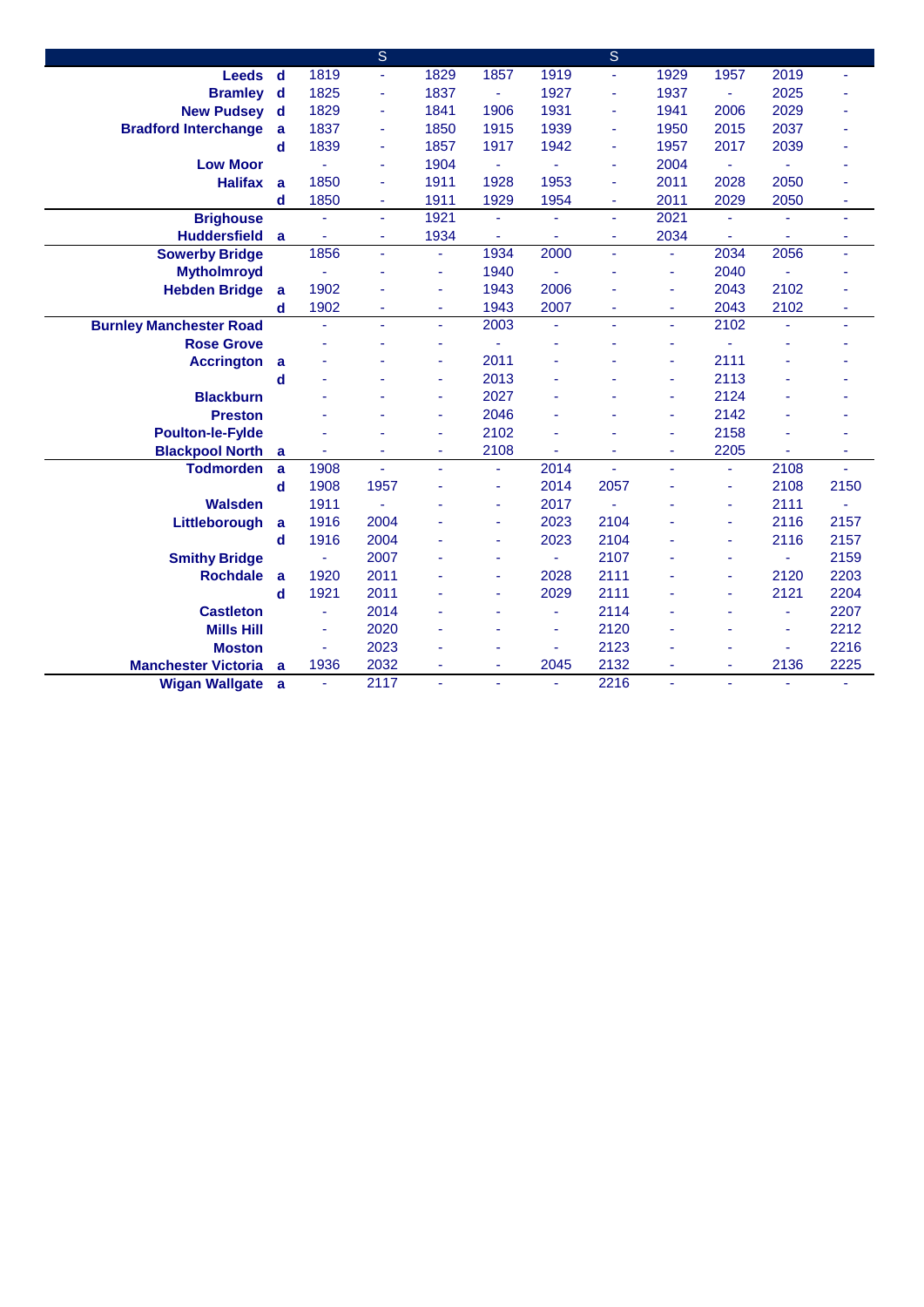| | | | S | | | | S | | | | |
|---|---|---|---|---|---|---|---|---|---|---|---|
| **Leeds** | d | 1819 | - | 1829 | 1857 | 1919 | - | 1929 | 1957 | 2019 | - |
| **Bramley** | d | 1825 | - | 1837 | - | 1927 | - | 1937 | - | 2025 | - |
| **New Pudsey** | d | 1829 | - | 1841 | 1906 | 1931 | - | 1941 | 2006 | 2029 | - |
| **Bradford Interchange** | a | 1837 | - | 1850 | 1915 | 1939 | - | 1950 | 2015 | 2037 | - |
| | d | 1839 | - | 1857 | 1917 | 1942 | - | 1957 | 2017 | 2039 | - |
| **Low Moor** | | - | - | 1904 | - | - | - | 2004 | - | - | - |
| **Halifax** | a | 1850 | - | 1911 | 1928 | 1953 | - | 2011 | 2028 | 2050 | - |
| | d | 1850 | - | 1911 | 1929 | 1954 | - | 2011 | 2029 | 2050 | - |
| **Brighouse** | | - | - | 1921 | - | - | - | 2021 | - | - | - |
| **Huddersfield** | a | - | - | 1934 | - | - | - | 2034 | - | - | - |
| **Sowerby Bridge** | | 1856 | - | - | 1934 | 2000 | - | - | 2034 | 2056 | - |
| **Mytholmroyd** | | - | - | - | 1940 | - | - | - | 2040 | - | - |
| **Hebden Bridge** | a | 1902 | - | - | 1943 | 2006 | - | - | 2043 | 2102 | - |
| | d | 1902 | - | - | 1943 | 2007 | - | - | 2043 | 2102 | - |
| **Burnley Manchester Road** | | - | - | - | 2003 | - | - | - | 2102 | - | - |
| **Rose Grove** | | - | - | - | - | - | - | - | - | - | - |
| **Accrington** | a | - | - | - | 2011 | - | - | - | 2111 | - | - |
| | d | - | - | - | 2013 | - | - | - | 2113 | - | - |
| **Blackburn** | | - | - | - | 2027 | - | - | - | 2124 | - | - |
| **Preston** | | - | - | - | 2046 | - | - | - | 2142 | - | - |
| **Poulton-le-Fylde** | | - | - | - | 2102 | - | - | - | 2158 | - | - |
| **Blackpool North** | a | - | - | - | 2108 | - | - | - | 2205 | - | - |
| **Todmorden** | a | 1908 | - | - | - | 2014 | - | - | - | 2108 | - |
| | d | 1908 | 1957 | - | - | 2014 | 2057 | - | - | 2108 | 2150 |
| **Walsden** | | 1911 | - | - | - | 2017 | - | - | - | 2111 | - |
| **Littleborough** | a | 1916 | 2004 | - | - | 2023 | 2104 | - | - | 2116 | 2157 |
| | d | 1916 | 2004 | - | - | 2023 | 2104 | - | - | 2116 | 2157 |
| **Smithy Bridge** | | - | 2007 | - | - | - | 2107 | - | - | - | 2159 |
| **Rochdale** | a | 1920 | 2011 | - | - | 2028 | 2111 | - | - | 2120 | 2203 |
| | d | 1921 | 2011 | - | - | 2029 | 2111 | - | - | 2121 | 2204 |
| **Castleton** | | - | 2014 | - | - | - | 2114 | - | - | - | 2207 |
| **Mills Hill** | | - | 2020 | - | - | - | 2120 | - | - | - | 2212 |
| **Moston** | | - | 2023 | - | - | - | 2123 | - | - | - | 2216 |
| **Manchester Victoria** | a | 1936 | 2032 | - | - | 2045 | 2132 | - | - | 2136 | 2225 |
| **Wigan Wallgate** | a | - | 2117 | - | - | - | 2216 | - | - | - | - |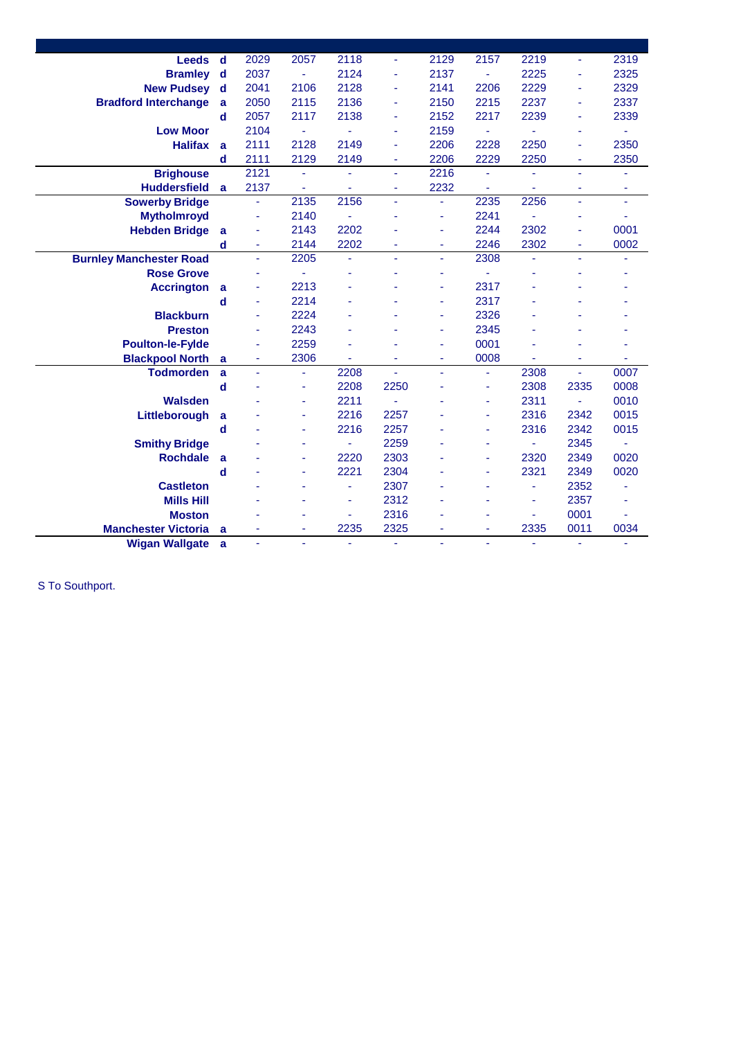| Station | | | | | | | | | | |
|---|---|---|---|---|---|---|---|---|---|---|
| Leeds | d | 2029 | 2057 | 2118 | - | 2129 | 2157 | 2219 | - | 2319 |
| Bramley | d | 2037 | - | 2124 | - | 2137 | - | 2225 | - | 2325 |
| New Pudsey | d | 2041 | 2106 | 2128 | - | 2141 | 2206 | 2229 | - | 2329 |
| Bradford Interchange | a | 2050 | 2115 | 2136 | - | 2150 | 2215 | 2237 | - | 2337 |
| | d | 2057 | 2117 | 2138 | - | 2152 | 2217 | 2239 | - | 2339 |
| Low Moor | | 2104 | - | - | - | 2159 | - | - | - | - |
| Halifax | a | 2111 | 2128 | 2149 | - | 2206 | 2228 | 2250 | - | 2350 |
| | d | 2111 | 2129 | 2149 | - | 2206 | 2229 | 2250 | - | 2350 |
| Brighouse | | 2121 | - | - | - | 2216 | - | - | - | - |
| Huddersfield | a | 2137 | - | - | - | 2232 | - | - | - | - |
| Sowerby Bridge | | - | 2135 | 2156 | - | - | 2235 | 2256 | - | - |
| Mytholmroyd | | - | 2140 | - | - | - | 2241 | - | - | - |
| Hebden Bridge | a | - | 2143 | 2202 | - | - | 2244 | 2302 | - | 0001 |
| | d | - | 2144 | 2202 | - | - | 2246 | 2302 | - | 0002 |
| Burnley Manchester Road | | - | 2205 | - | - | - | 2308 | - | - | - |
| Rose Grove | | - | - | - | - | - | - | - | - | - |
| Accrington | a | - | 2213 | - | - | - | 2317 | - | - | - |
| | d | - | 2214 | - | - | - | 2317 | - | - | - |
| Blackburn | | - | 2224 | - | - | - | 2326 | - | - | - |
| Preston | | - | 2243 | - | - | - | 2345 | - | - | - |
| Poulton-le-Fylde | | - | 2259 | - | - | - | 0001 | - | - | - |
| Blackpool North | a | - | 2306 | - | - | - | 0008 | - | - | - |
| Todmorden | a | - | - | 2208 | - | - | - | 2308 | - | 0007 |
| | d | - | - | 2208 | 2250 | - | - | 2308 | 2335 | 0008 |
| Walsden | | - | - | 2211 | - | - | - | 2311 | - | 0010 |
| Littleborough | a | - | - | 2216 | 2257 | - | - | 2316 | 2342 | 0015 |
| | d | - | - | 2216 | 2257 | - | - | 2316 | 2342 | 0015 |
| Smithy Bridge | | - | - | - | 2259 | - | - | - | 2345 | - |
| Rochdale | a | - | - | 2220 | 2303 | - | - | 2320 | 2349 | 0020 |
| | d | - | - | 2221 | 2304 | - | - | 2321 | 2349 | 0020 |
| Castleton | | - | - | - | 2307 | - | - | - | 2352 | - |
| Mills Hill | | - | - | - | 2312 | - | - | - | 2357 | - |
| Moston | | - | - | - | 2316 | - | - | - | 0001 | - |
| Manchester Victoria | a | - | - | 2235 | 2325 | - | - | 2335 | 0011 | 0034 |
| Wigan Wallgate | a | - | - | - | - | - | - | - | - | - |

S To Southport.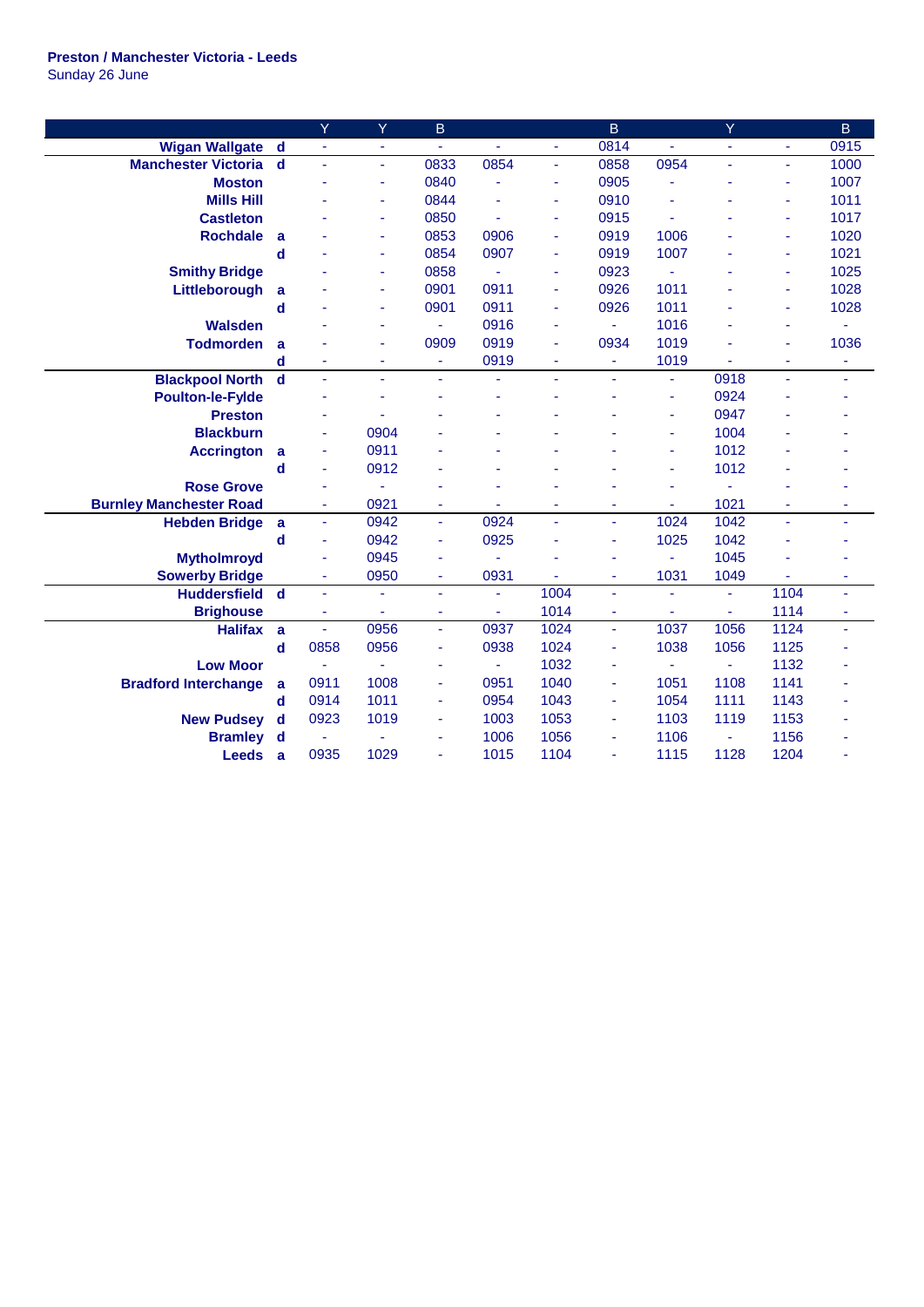**Preston / Manchester Victoria - Leeds**
Sunday 26 June

| | | Y | Y | B | | | B | | Y | | B |
|---|---|---|---|---|---|---|---|---|---|---|---|
| **Wigan Wallgate** | **d** | - | - | - | - | - | 0814 | - | - | - | 0915 |
| **Manchester Victoria** | **d** | - | - | 0833 | 0854 | - | 0858 | 0954 | - | - | 1000 |
| **Moston** | | - | - | 0840 | - | - | 0905 | - | - | - | 1007 |
| **Mills Hill** | | - | - | 0844 | - | - | 0910 | - | - | - | 1011 |
| **Castleton** | | - | - | 0850 | - | - | 0915 | - | - | - | 1017 |
| **Rochdale** | **a** | - | - | 0853 | 0906 | - | 0919 | 1006 | - | - | 1020 |
| | **d** | - | - | 0854 | 0907 | - | 0919 | 1007 | - | - | 1021 |
| **Smithy Bridge** | | - | - | 0858 | - | - | 0923 | - | - | - | 1025 |
| **Littleborough** | **a** | - | - | 0901 | 0911 | - | 0926 | 1011 | - | - | 1028 |
| | **d** | - | - | 0901 | 0911 | - | 0926 | 1011 | - | - | 1028 |
| **Walsden** | | - | - | - | 0916 | - | - | 1016 | - | - | - |
| **Todmorden** | **a** | - | - | 0909 | 0919 | - | 0934 | 1019 | - | - | 1036 |
| | **d** | - | - | - | 0919 | - | - | 1019 | - | - | - |
| **Blackpool North** | **d** | - | - | - | - | - | - | - | 0918 | - | - |
| **Poulton-le-Fylde** | | - | - | - | - | - | - | - | 0924 | - | - |
| **Preston** | | - | - | - | - | - | - | - | 0947 | - | - |
| **Blackburn** | | - | 0904 | - | - | - | - | - | 1004 | - | - |
| **Accrington** | **a** | - | 0911 | - | - | - | - | - | 1012 | - | - |
| | **d** | - | 0912 | - | - | - | - | - | 1012 | - | - |
| **Rose Grove** | | - | - | - | - | - | - | - | - | - | - |
| **Burnley Manchester Road** | | - | 0921 | - | - | - | - | - | 1021 | - | - |
| **Hebden Bridge** | **a** | - | 0942 | - | 0924 | - | - | 1024 | 1042 | - | - |
| | **d** | - | 0942 | - | 0925 | - | - | 1025 | 1042 | - | - |
| **Mytholmroyd** | | - | 0945 | - | - | - | - | - | 1045 | - | - |
| **Sowerby Bridge** | | - | 0950 | - | 0931 | - | - | 1031 | 1049 | - | - |
| **Huddersfield** | **d** | - | - | - | - | 1004 | - | - | - | 1104 | - |
| **Brighouse** | | - | - | - | - | 1014 | - | - | - | 1114 | - |
| **Halifax** | **a** | - | 0956 | - | 0937 | 1024 | - | 1037 | 1056 | 1124 | - |
| | **d** | 0858 | 0956 | - | 0938 | 1024 | - | 1038 | 1056 | 1125 | - |
| **Low Moor** | | - | - | - | - | 1032 | - | - | - | 1132 | - |
| **Bradford Interchange** | **a** | 0911 | 1008 | - | 0951 | 1040 | - | 1051 | 1108 | 1141 | - |
| | **d** | 0914 | 1011 | - | 0954 | 1043 | - | 1054 | 1111 | 1143 | - |
| **New Pudsey** | **d** | 0923 | 1019 | - | 1003 | 1053 | - | 1103 | 1119 | 1153 | - |
| **Bramley** | **d** | - | - | - | 1006 | 1056 | - | 1106 | - | 1156 | - |
| **Leeds** | **a** | 0935 | 1029 | - | 1015 | 1104 | - | 1115 | 1128 | 1204 | - |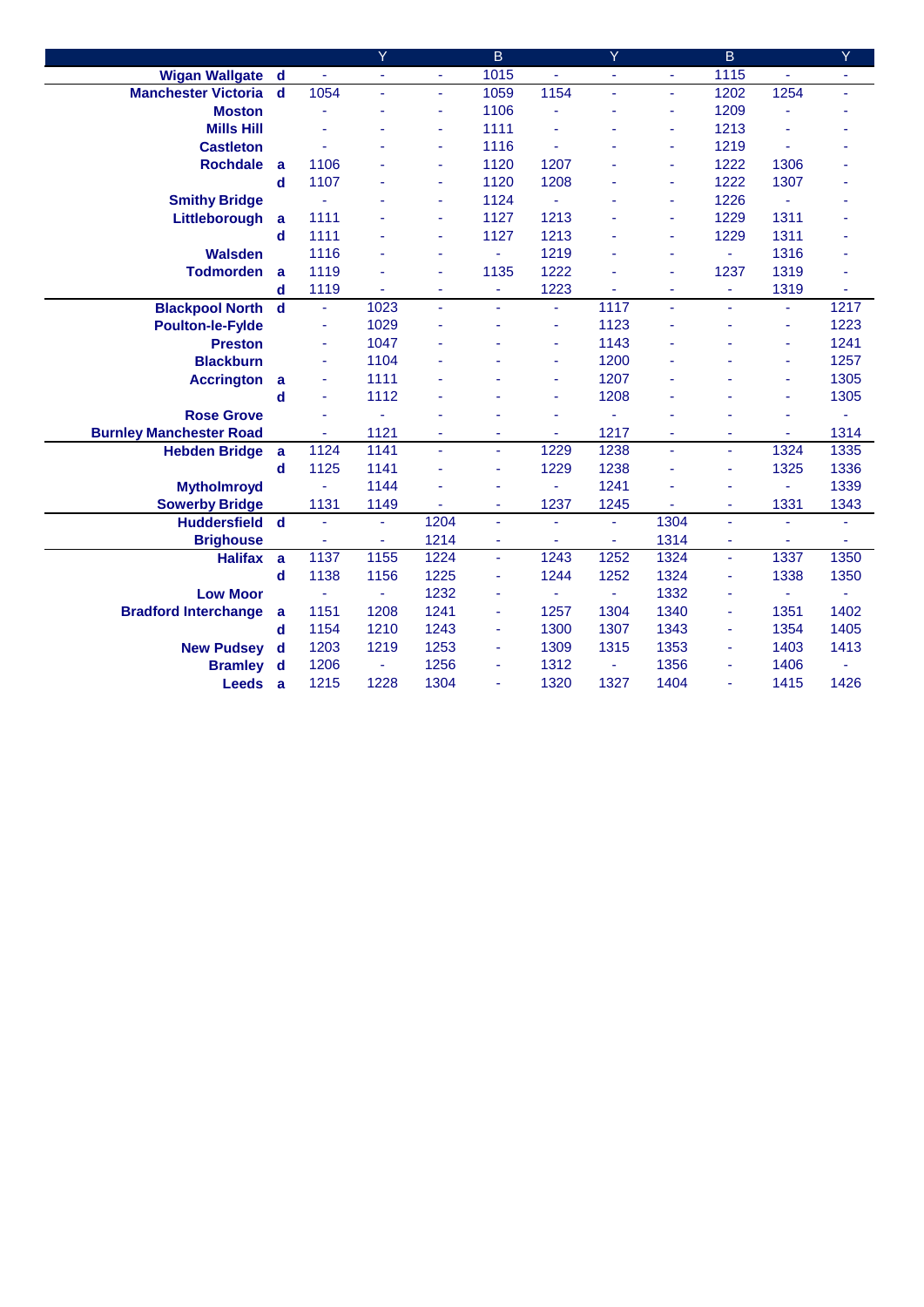| | | | Y | | B | | Y | | B | | Y |
|---|---|---|---|---|---|---|---|---|---|---|---|
| Wigan Wallgate | d | - | - | - | 1015 | - | - | - | 1115 | - | - |
| Manchester Victoria | d | 1054 | - | - | 1059 | 1154 | - | - | 1202 | 1254 | - |
| Moston | | - | - | - | 1106 | - | - | - | 1209 | - | - |
| Mills Hill | | - | - | - | 1111 | - | - | - | 1213 | - | - |
| Castleton | | - | - | - | 1116 | - | - | - | 1219 | - | - |
| Rochdale | a | 1106 | - | - | 1120 | 1207 | - | - | 1222 | 1306 | - |
| | d | 1107 | - | - | 1120 | 1208 | - | - | 1222 | 1307 | - |
| Smithy Bridge | | - | - | - | 1124 | - | - | - | 1226 | - | - |
| Littleborough | a | 1111 | - | - | 1127 | 1213 | - | - | 1229 | 1311 | - |
| | d | 1111 | - | - | 1127 | 1213 | - | - | 1229 | 1311 | - |
| Walsden | | 1116 | - | - | - | 1219 | - | - | - | 1316 | - |
| Todmorden | a | 1119 | - | - | 1135 | 1222 | - | - | 1237 | 1319 | - |
| | d | 1119 | - | - | - | 1223 | - | - | - | 1319 | - |
| Blackpool North | d | - | 1023 | - | - | - | 1117 | - | - | - | 1217 |
| Poulton-le-Fylde | | - | 1029 | - | - | - | 1123 | - | - | - | 1223 |
| Preston | | - | 1047 | - | - | - | 1143 | - | - | - | 1241 |
| Blackburn | | - | 1104 | - | - | - | 1200 | - | - | - | 1257 |
| Accrington | a | - | 1111 | - | - | - | 1207 | - | - | - | 1305 |
| | d | - | 1112 | - | - | - | 1208 | - | - | - | 1305 |
| Rose Grove | | - | - | - | - | - | - | - | - | - | - |
| Burnley Manchester Road | | - | 1121 | - | - | - | 1217 | - | - | - | 1314 |
| Hebden Bridge | a | 1124 | 1141 | - | - | 1229 | 1238 | - | - | 1324 | 1335 |
| | d | 1125 | 1141 | - | - | 1229 | 1238 | - | - | 1325 | 1336 |
| Mytholmroyd | | - | 1144 | - | - | - | 1241 | - | - | - | 1339 |
| Sowerby Bridge | | 1131 | 1149 | - | - | 1237 | 1245 | - | - | 1331 | 1343 |
| Huddersfield | d | - | - | 1204 | - | - | - | 1304 | - | - | - |
| Brighouse | | - | - | 1214 | - | - | - | 1314 | - | - | - |
| Halifax | a | 1137 | 1155 | 1224 | - | 1243 | 1252 | 1324 | - | 1337 | 1350 |
| | d | 1138 | 1156 | 1225 | - | 1244 | 1252 | 1324 | - | 1338 | 1350 |
| Low Moor | | - | - | 1232 | - | - | - | 1332 | - | - | - |
| Bradford Interchange | a | 1151 | 1208 | 1241 | - | 1257 | 1304 | 1340 | - | 1351 | 1402 |
| | d | 1154 | 1210 | 1243 | - | 1300 | 1307 | 1343 | - | 1354 | 1405 |
| New Pudsey | d | 1203 | 1219 | 1253 | - | 1309 | 1315 | 1353 | - | 1403 | 1413 |
| Bramley | d | 1206 | - | 1256 | - | 1312 | - | 1356 | - | 1406 | - |
| Leeds | a | 1215 | 1228 | 1304 | - | 1320 | 1327 | 1404 | - | 1415 | 1426 |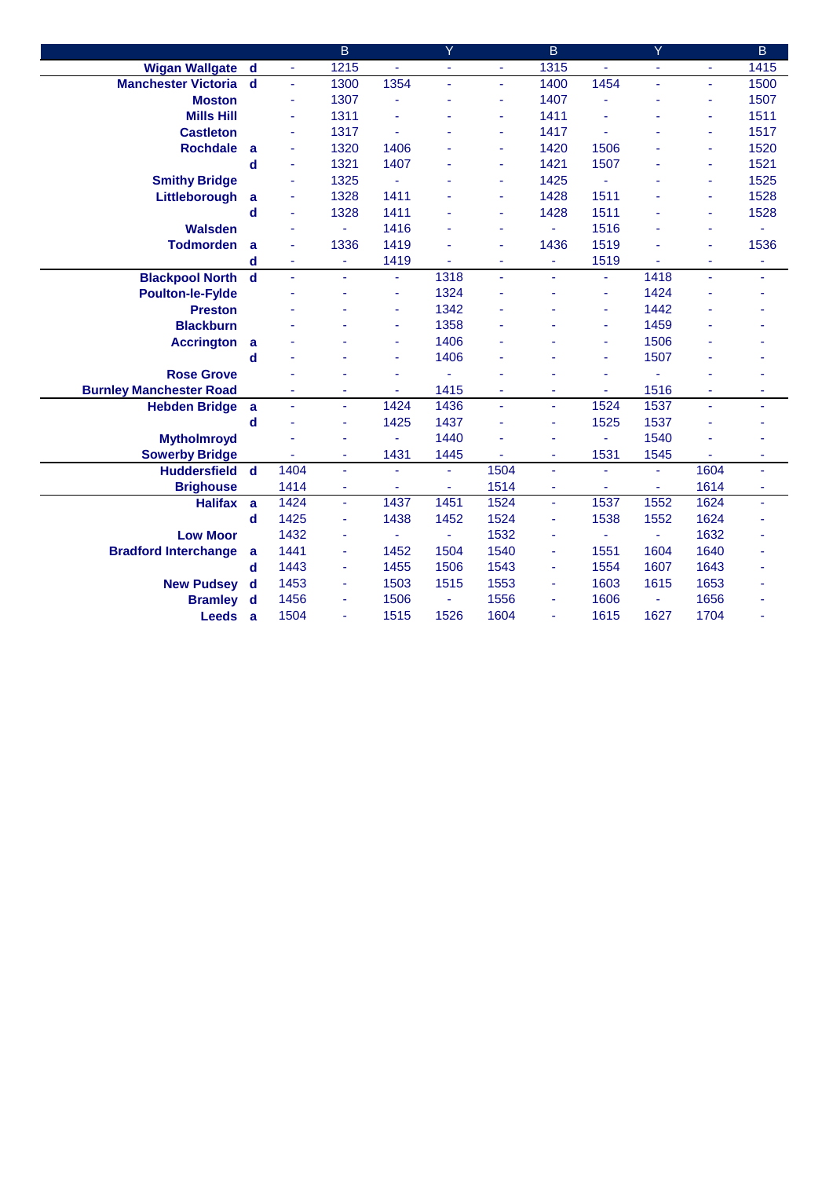| | | | B | | Y | | B | | Y | | B |
|---|---|---|---|---|---|---|---|---|---|---|---|
| Wigan Wallgate | d | - | 1215 | - | - | - | 1315 | - | - | - | 1415 |
| Manchester Victoria | d | - | 1300 | 1354 | - | - | 1400 | 1454 | - | - | 1500 |
| Moston | | - | 1307 | - | - | - | 1407 | - | - | - | 1507 |
| Mills Hill | | - | 1311 | - | - | - | 1411 | - | - | - | 1511 |
| Castleton | | - | 1317 | - | - | - | 1417 | - | - | - | 1517 |
| Rochdale | a | - | 1320 | 1406 | - | - | 1420 | 1506 | - | - | 1520 |
| | d | - | 1321 | 1407 | - | - | 1421 | 1507 | - | - | 1521 |
| Smithy Bridge | | - | 1325 | - | - | - | 1425 | - | - | - | 1525 |
| Littleborough | a | - | 1328 | 1411 | - | - | 1428 | 1511 | - | - | 1528 |
| | d | - | 1328 | 1411 | - | - | 1428 | 1511 | - | - | 1528 |
| Walsden | | - | - | 1416 | - | - | - | 1516 | - | - | - |
| Todmorden | a | - | 1336 | 1419 | - | - | 1436 | 1519 | - | - | 1536 |
| | d | - | - | 1419 | - | - | - | 1519 | - | - | - |
| Blackpool North | d | - | - | - | 1318 | - | - | - | 1418 | - | - |
| Poulton-le-Fylde | | - | - | - | 1324 | - | - | - | 1424 | - | - |
| Preston | | - | - | - | 1342 | - | - | - | 1442 | - | - |
| Blackburn | | - | - | - | 1358 | - | - | - | 1459 | - | - |
| Accrington | a | - | - | - | 1406 | - | - | - | 1506 | - | - |
| | d | - | - | - | 1406 | - | - | - | 1507 | - | - |
| Rose Grove | | - | - | - | - | - | - | - | - | - | - |
| Burnley Manchester Road | | - | - | - | 1415 | - | - | - | 1516 | - | - |
| Hebden Bridge | a | - | - | 1424 | 1436 | - | - | 1524 | 1537 | - | - |
| | d | - | - | 1425 | 1437 | - | - | 1525 | 1537 | - | - |
| Mytholmroyd | | - | - | - | 1440 | - | - | - | 1540 | - | - |
| Sowerby Bridge | | - | - | 1431 | 1445 | - | - | 1531 | 1545 | - | - |
| Huddersfield | d | 1404 | - | - | - | 1504 | - | - | - | 1604 | - |
| Brighouse | | 1414 | - | - | - | 1514 | - | - | - | 1614 | - |
| Halifax | a | 1424 | - | 1437 | 1451 | 1524 | - | 1537 | 1552 | 1624 | - |
| | d | 1425 | - | 1438 | 1452 | 1524 | - | 1538 | 1552 | 1624 | - |
| Low Moor | | 1432 | - | - | - | 1532 | - | - | - | 1632 | - |
| Bradford Interchange | a | 1441 | - | 1452 | 1504 | 1540 | - | 1551 | 1604 | 1640 | - |
| | d | 1443 | - | 1455 | 1506 | 1543 | - | 1554 | 1607 | 1643 | - |
| New Pudsey | d | 1453 | - | 1503 | 1515 | 1553 | - | 1603 | 1615 | 1653 | - |
| Bramley | d | 1456 | - | 1506 | - | 1556 | - | 1606 | - | 1656 | - |
| Leeds | a | 1504 | - | 1515 | 1526 | 1604 | - | 1615 | 1627 | 1704 | - |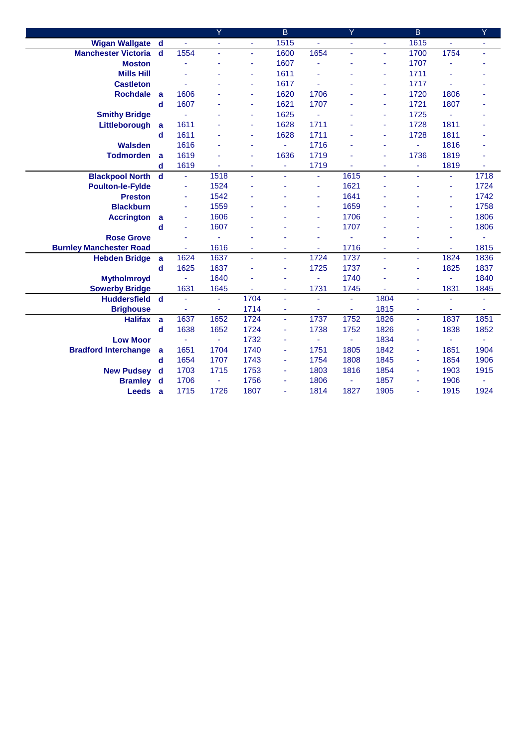| | | | Y | | B | | Y | | B | | Y |
|---|---|---|---|---|---|---|---|---|---|---|---|
| **Wigan Wallgate** | d | - | - | - | 1515 | - | - | - | 1615 | - | - |
| **Manchester Victoria** | d | 1554 | - | - | 1600 | 1654 | - | - | 1700 | 1754 | - |
| **Moston** | | - | - | - | 1607 | - | - | - | 1707 | - | - |
| **Mills Hill** | | - | - | - | 1611 | - | - | - | 1711 | - | - |
| **Castleton** | | - | - | - | 1617 | - | - | - | 1717 | - | - |
| **Rochdale** | a | 1606 | - | - | 1620 | 1706 | - | - | 1720 | 1806 | - |
| | d | 1607 | - | - | 1621 | 1707 | - | - | 1721 | 1807 | - |
| **Smithy Bridge** | | - | - | - | 1625 | - | - | - | 1725 | - | - |
| **Littleborough** | a | 1611 | - | - | 1628 | 1711 | - | - | 1728 | 1811 | - |
| | d | 1611 | - | - | 1628 | 1711 | - | - | 1728 | 1811 | - |
| **Walsden** | | 1616 | - | - | - | 1716 | - | - | - | 1816 | - |
| **Todmorden** | a | 1619 | - | - | 1636 | 1719 | - | - | 1736 | 1819 | - |
| | d | 1619 | - | - | - | 1719 | - | - | - | 1819 | - |
| **Blackpool North** | d | - | 1518 | - | - | - | 1615 | - | - | - | 1718 |
| **Poulton-le-Fylde** | | - | 1524 | - | - | - | 1621 | - | - | - | 1724 |
| **Preston** | | - | 1542 | - | - | - | 1641 | - | - | - | 1742 |
| **Blackburn** | | - | 1559 | - | - | - | 1659 | - | - | - | 1758 |
| **Accrington** | a | - | 1606 | - | - | - | 1706 | - | - | - | 1806 |
| | d | - | 1607 | - | - | - | 1707 | - | - | - | 1806 |
| **Rose Grove** | | - | - | - | - | - | - | - | - | - | - |
| **Burnley Manchester Road** | | - | 1616 | - | - | - | 1716 | - | - | - | 1815 |
| **Hebden Bridge** | a | 1624 | 1637 | - | - | 1724 | 1737 | - | - | 1824 | 1836 |
| | d | 1625 | 1637 | - | - | 1725 | 1737 | - | - | 1825 | 1837 |
| **Mytholmroyd** | | - | 1640 | - | - | - | 1740 | - | - | - | 1840 |
| **Sowerby Bridge** | | 1631 | 1645 | - | - | 1731 | 1745 | - | - | 1831 | 1845 |
| **Huddersfield** | d | - | - | 1704 | - | - | - | 1804 | - | - | - |
| **Brighouse** | | - | - | 1714 | - | - | - | 1815 | - | - | - |
| **Halifax** | a | 1637 | 1652 | 1724 | - | 1737 | 1752 | 1826 | - | 1837 | 1851 |
| | d | 1638 | 1652 | 1724 | - | 1738 | 1752 | 1826 | - | 1838 | 1852 |
| **Low Moor** | | - | - | 1732 | - | - | - | 1834 | - | - | - |
| **Bradford Interchange** | a | 1651 | 1704 | 1740 | - | 1751 | 1805 | 1842 | - | 1851 | 1904 |
| | d | 1654 | 1707 | 1743 | - | 1754 | 1808 | 1845 | - | 1854 | 1906 |
| **New Pudsey** | d | 1703 | 1715 | 1753 | - | 1803 | 1816 | 1854 | - | 1903 | 1915 |
| **Bramley** | d | 1706 | - | 1756 | - | 1806 | - | 1857 | - | 1906 | - |
| **Leeds** | a | 1715 | 1726 | 1807 | - | 1814 | 1827 | 1905 | - | 1915 | 1924 |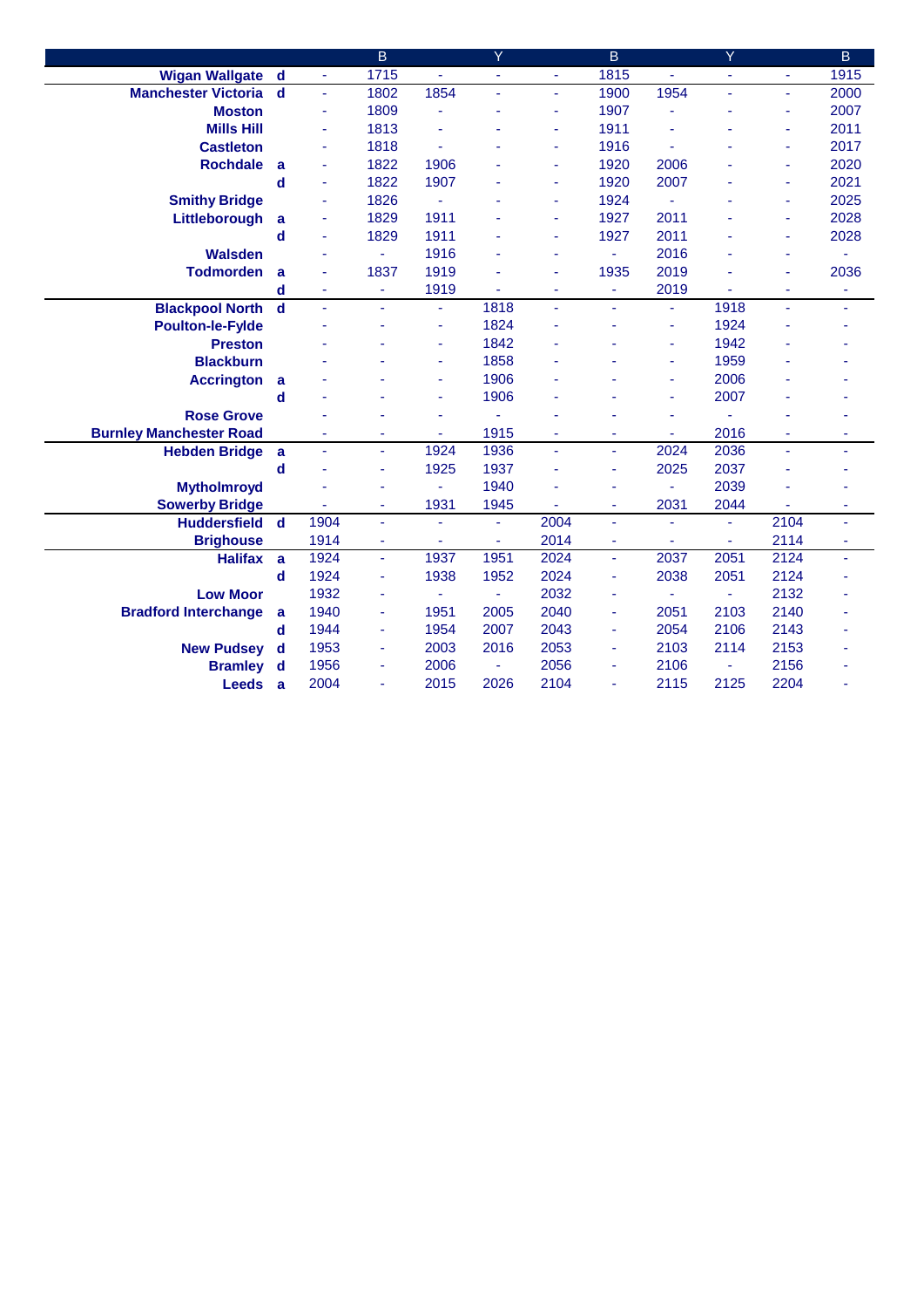| | | | B | | Y | | B | | Y | | B |
|---|---|---|---|---|---|---|---|---|---|---|---|
| **Wigan Wallgate** | **d** | - | 1715 | - | - | - | 1815 | - | - | - | 1915 |
| **Manchester Victoria** | **d** | - | 1802 | 1854 | - | - | 1900 | 1954 | - | - | 2000 |
| **Moston** | | - | 1809 | - | - | - | 1907 | - | - | - | 2007 |
| **Mills Hill** | | - | 1813 | - | - | - | 1911 | - | - | - | 2011 |
| **Castleton** | | - | 1818 | - | - | - | 1916 | - | - | - | 2017 |
| **Rochdale** | **a** | - | 1822 | 1906 | - | - | 1920 | 2006 | - | - | 2020 |
| | **d** | - | 1822 | 1907 | - | - | 1920 | 2007 | - | - | 2021 |
| **Smithy Bridge** | | - | 1826 | - | - | - | 1924 | - | - | - | 2025 |
| **Littleborough** | **a** | - | 1829 | 1911 | - | - | 1927 | 2011 | - | - | 2028 |
| | **d** | - | 1829 | 1911 | - | - | 1927 | 2011 | - | - | 2028 |
| **Walsden** | | - | - | 1916 | - | - | - | 2016 | - | - | - |
| **Todmorden** | **a** | - | 1837 | 1919 | - | - | 1935 | 2019 | - | - | 2036 |
| | **d** | - | - | 1919 | - | - | - | 2019 | - | - | - |
| **Blackpool North** | **d** | - | - | - | 1818 | - | - | - | 1918 | - | - |
| **Poulton-le-Fylde** | | - | - | - | 1824 | - | - | - | 1924 | - | - |
| **Preston** | | - | - | - | 1842 | - | - | - | 1942 | - | - |
| **Blackburn** | | - | - | - | 1858 | - | - | - | 1959 | - | - |
| **Accrington** | **a** | - | - | - | 1906 | - | - | - | 2006 | - | - |
| | **d** | - | - | - | 1906 | - | - | - | 2007 | - | - |
| **Rose Grove** | | - | - | - | - | - | - | - | - | - | - |
| **Burnley Manchester Road** | | - | - | - | 1915 | - | - | - | 2016 | - | - |
| **Hebden Bridge** | **a** | - | - | 1924 | 1936 | - | - | 2024 | 2036 | - | - |
| | **d** | - | - | 1925 | 1937 | - | - | 2025 | 2037 | - | - |
| **Mytholmroyd** | | - | - | - | 1940 | - | - | - | 2039 | - | - |
| **Sowerby Bridge** | | - | - | 1931 | 1945 | - | - | 2031 | 2044 | - | - |
| **Huddersfield** | **d** | 1904 | - | - | - | 2004 | - | - | - | 2104 | - |
| **Brighouse** | | 1914 | - | - | - | 2014 | - | - | - | 2114 | - |
| **Halifax** | **a** | 1924 | - | 1937 | 1951 | 2024 | - | 2037 | 2051 | 2124 | - |
| | **d** | 1924 | - | 1938 | 1952 | 2024 | - | 2038 | 2051 | 2124 | - |
| **Low Moor** | | 1932 | - | - | - | 2032 | - | - | - | 2132 | - |
| **Bradford Interchange** | **a** | 1940 | - | 1951 | 2005 | 2040 | - | 2051 | 2103 | 2140 | - |
| | **d** | 1944 | - | 1954 | 2007 | 2043 | - | 2054 | 2106 | 2143 | - |
| **New Pudsey** | **d** | 1953 | - | 2003 | 2016 | 2053 | - | 2103 | 2114 | 2153 | - |
| **Bramley** | **d** | 1956 | - | 2006 | - | 2056 | - | 2106 | - | 2156 | - |
| **Leeds** | **a** | 2004 | - | 2015 | 2026 | 2104 | - | 2115 | 2125 | 2204 | - |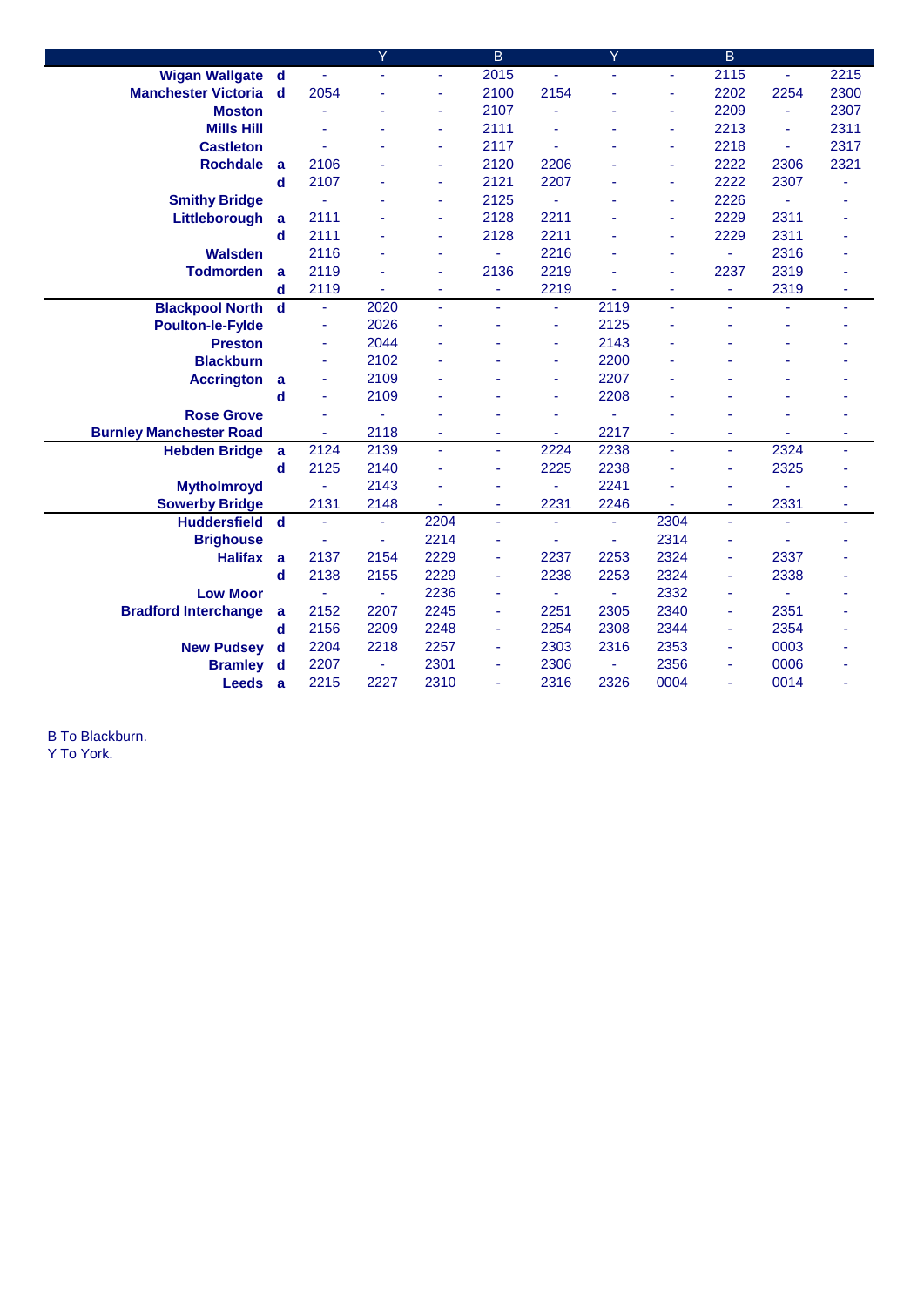| | | | Y | | B | | Y | | B | | |
|---|---|---|---|---|---|---|---|---|---|---|---|
| Wigan Wallgate | d | - | - | - | 2015 | - | - | - | 2115 | - | 2215 |
| Manchester Victoria | d | 2054 | - | - | 2100 | 2154 | - | - | 2202 | 2254 | 2300 |
| Moston | | - | - | - | 2107 | - | - | - | 2209 | - | 2307 |
| Mills Hill | | - | - | - | 2111 | - | - | - | 2213 | - | 2311 |
| Castleton | | - | - | - | 2117 | - | - | - | 2218 | - | 2317 |
| Rochdale | a | 2106 | - | - | 2120 | 2206 | - | - | 2222 | 2306 | 2321 |
| | d | 2107 | - | - | 2121 | 2207 | - | - | 2222 | 2307 | - |
| Smithy Bridge | | - | - | - | 2125 | - | - | - | 2226 | - | - |
| Littleborough | a | 2111 | - | - | 2128 | 2211 | - | - | 2229 | 2311 | - |
| | d | 2111 | - | - | 2128 | 2211 | - | - | 2229 | 2311 | - |
| Walsden | | 2116 | - | - | - | 2216 | - | - | - | 2316 | - |
| Todmorden | a | 2119 | - | - | 2136 | 2219 | - | - | 2237 | 2319 | - |
| | d | 2119 | - | - | - | 2219 | - | - | - | 2319 | - |
| Blackpool North | d | - | 2020 | - | - | - | 2119 | - | - | - | - |
| Poulton-le-Fylde | | - | 2026 | - | - | - | 2125 | - | - | - | - |
| Preston | | - | 2044 | - | - | - | 2143 | - | - | - | - |
| Blackburn | | - | 2102 | - | - | - | 2200 | - | - | - | - |
| Accrington | a | - | 2109 | - | - | - | 2207 | - | - | - | - |
| | d | - | 2109 | - | - | - | 2208 | - | - | - | - |
| Rose Grove | | - | - | - | - | - | - | - | - | - | - |
| Burnley Manchester Road | | - | 2118 | - | - | - | 2217 | - | - | - | - |
| Hebden Bridge | a | 2124 | 2139 | - | - | 2224 | 2238 | - | - | 2324 | - |
| | d | 2125 | 2140 | - | - | 2225 | 2238 | - | - | 2325 | - |
| Mytholmroyd | | - | 2143 | - | - | - | 2241 | - | - | - | - |
| Sowerby Bridge | | 2131 | 2148 | - | - | 2231 | 2246 | - | - | 2331 | - |
| Huddersfield | d | - | - | 2204 | - | - | - | 2304 | - | - | - |
| Brighouse | | - | - | 2214 | - | - | - | 2314 | - | - | - |
| Halifax | a | 2137 | 2154 | 2229 | - | 2237 | 2253 | 2324 | - | 2337 | - |
| | d | 2138 | 2155 | 2229 | - | 2238 | 2253 | 2324 | - | 2338 | - |
| Low Moor | | - | - | 2236 | - | - | - | 2332 | - | - | - |
| Bradford Interchange | a | 2152 | 2207 | 2245 | - | 2251 | 2305 | 2340 | - | 2351 | - |
| | d | 2156 | 2209 | 2248 | - | 2254 | 2308 | 2344 | - | 2354 | - |
| New Pudsey | d | 2204 | 2218 | 2257 | - | 2303 | 2316 | 2353 | - | 0003 | - |
| Bramley | d | 2207 | - | 2301 | - | 2306 | - | 2356 | - | 0006 | - |
| Leeds | a | 2215 | 2227 | 2310 | - | 2316 | 2326 | 0004 | - | 0014 | - |

B To Blackburn.
Y To York.